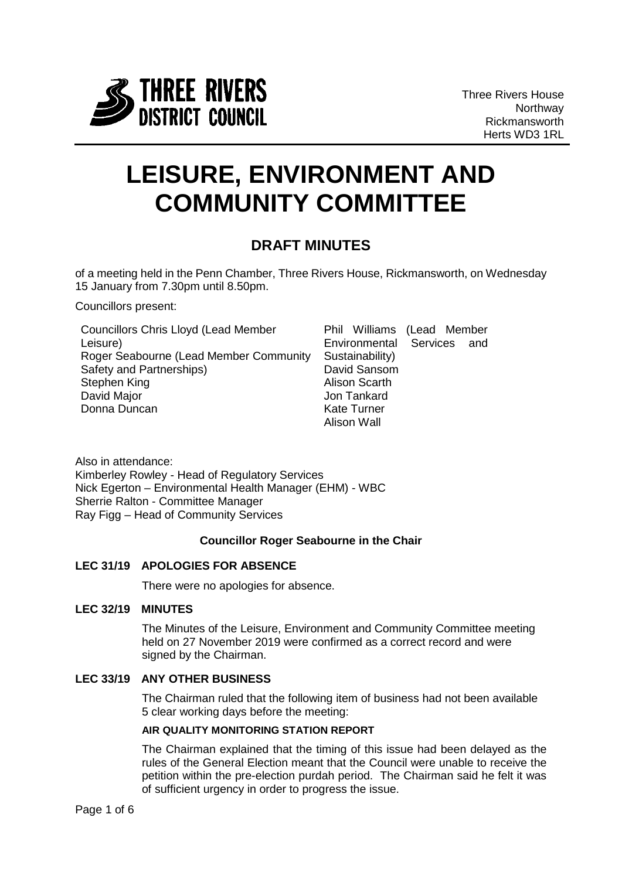THREE RIVERS DISTRICT COUNCIL

Three Rivers House
Northway
Rickmansworth
Herts WD3 1RL

# LEISURE, ENVIRONMENT AND COMMUNITY COMMITTEE

## DRAFT MINUTES

of a meeting held in the Penn Chamber, Three Rivers House, Rickmansworth, on Wednesday 15 January from 7.30pm until 8.50pm.

Councillors present:

Councillors Chris Lloyd (Lead Member Leisure)
Roger Seabourne (Lead Member Community Safety and Partnerships)
Stephen King
David Major
Donna Duncan
Phil Williams (Lead Member Environmental Services and Sustainability)
David Sansom
Alison Scarth
Jon Tankard
Kate Turner
Alison Wall

Also in attendance:
Kimberley Rowley - Head of Regulatory Services
Nick Egerton – Environmental Health Manager (EHM) - WBC
Sherrie Ralton - Committee Manager
Ray Figg – Head of Community Services

**Councillor Roger Seabourne in the Chair**

### LEC 31/19 APOLOGIES FOR ABSENCE

There were no apologies for absence.

### LEC 32/19 MINUTES

The Minutes of the Leisure, Environment and Community Committee meeting held on 27 November 2019 were confirmed as a correct record and were signed by the Chairman.

### LEC 33/19 ANY OTHER BUSINESS

The Chairman ruled that the following item of business had not been available 5 clear working days before the meeting:

**AIR QUALITY MONITORING STATION REPORT**

The Chairman explained that the timing of this issue had been delayed as the rules of the General Election meant that the Council were unable to receive the petition within the pre-election purdah period. The Chairman said he felt it was of sufficient urgency in order to progress the issue.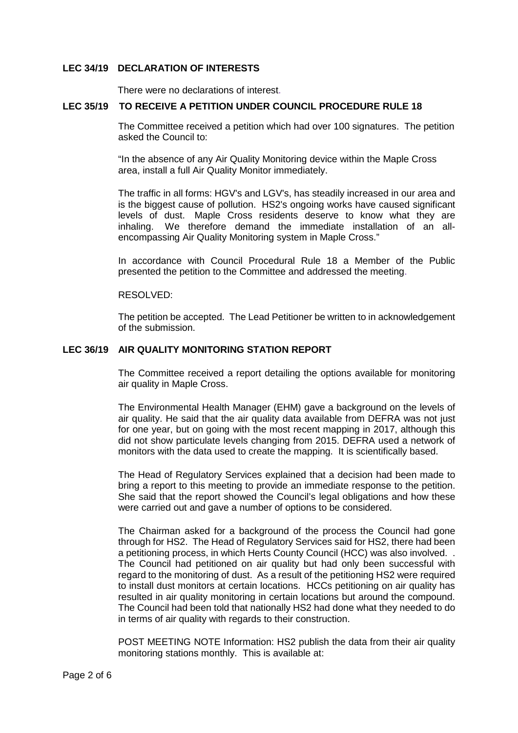**LEC 34/19 DECLARATION OF INTERESTS**

There were no declarations of interest.

**LEC 35/19 TO RECEIVE A PETITION UNDER COUNCIL PROCEDURE RULE 18**

The Committee received a petition which had over 100 signatures. The petition asked the Council to:

"In the absence of any Air Quality Monitoring device within the Maple Cross area, install a full Air Quality Monitor immediately.

The traffic in all forms: HGV's and LGV's, has steadily increased in our area and is the biggest cause of pollution. HS2's ongoing works have caused significant levels of dust. Maple Cross residents deserve to know what they are inhaling. We therefore demand the immediate installation of an all-encompassing Air Quality Monitoring system in Maple Cross."

In accordance with Council Procedural Rule 18 a Member of the Public presented the petition to the Committee and addressed the meeting.

RESOLVED:

The petition be accepted. The Lead Petitioner be written to in acknowledgement of the submission.

**LEC 36/19 AIR QUALITY MONITORING STATION REPORT**

The Committee received a report detailing the options available for monitoring air quality in Maple Cross.

The Environmental Health Manager (EHM) gave a background on the levels of air quality. He said that the air quality data available from DEFRA was not just for one year, but on going with the most recent mapping in 2017, although this did not show particulate levels changing from 2015. DEFRA used a network of monitors with the data used to create the mapping. It is scientifically based.

The Head of Regulatory Services explained that a decision had been made to bring a report to this meeting to provide an immediate response to the petition. She said that the report showed the Council's legal obligations and how these were carried out and gave a number of options to be considered.

The Chairman asked for a background of the process the Council had gone through for HS2. The Head of Regulatory Services said for HS2, there had been a petitioning process, in which Herts County Council (HCC) was also involved. . The Council had petitioned on air quality but had only been successful with regard to the monitoring of dust. As a result of the petitioning HS2 were required to install dust monitors at certain locations. HCCs petitioning on air quality has resulted in air quality monitoring in certain locations but around the compound. The Council had been told that nationally HS2 had done what they needed to do in terms of air quality with regards to their construction.

POST MEETING NOTE Information: HS2 publish the data from their air quality monitoring stations monthly. This is available at: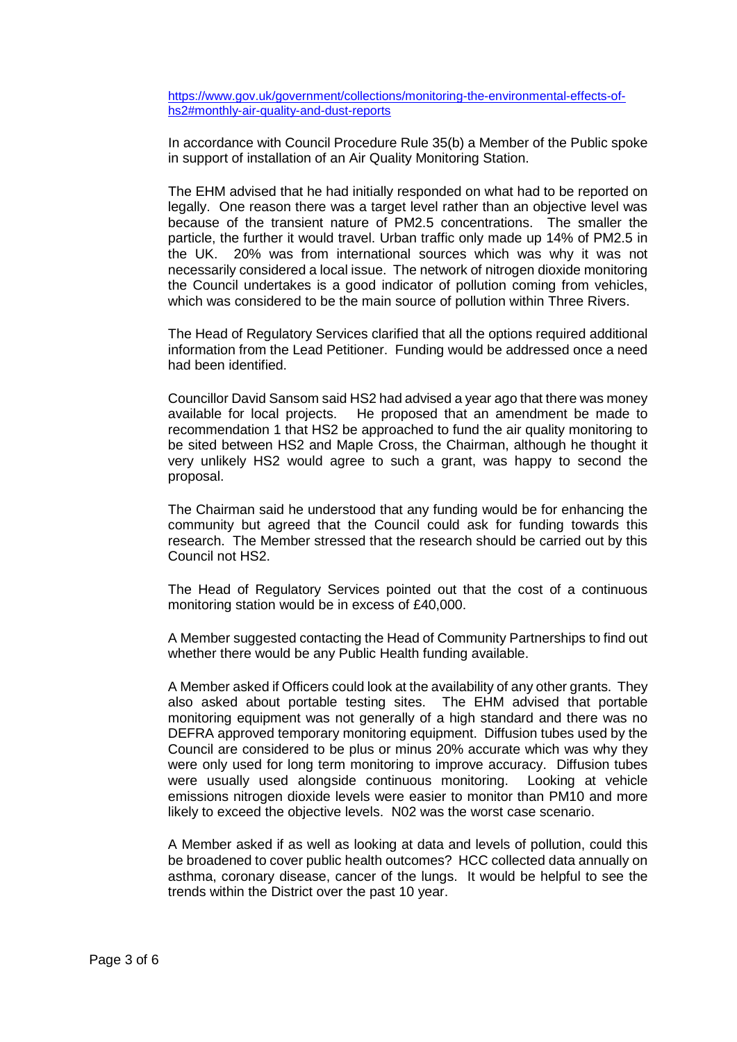https://www.gov.uk/government/collections/monitoring-the-environmental-effects-of-hs2#monthly-air-quality-and-dust-reports

In accordance with Council Procedure Rule 35(b) a Member of the Public spoke in support of installation of an Air Quality Monitoring Station.

The EHM advised that he had initially responded on what had to be reported on legally. One reason there was a target level rather than an objective level was because of the transient nature of PM2.5 concentrations. The smaller the particle, the further it would travel. Urban traffic only made up 14% of PM2.5 in the UK. 20% was from international sources which was why it was not necessarily considered a local issue. The network of nitrogen dioxide monitoring the Council undertakes is a good indicator of pollution coming from vehicles, which was considered to be the main source of pollution within Three Rivers.

The Head of Regulatory Services clarified that all the options required additional information from the Lead Petitioner. Funding would be addressed once a need had been identified.

Councillor David Sansom said HS2 had advised a year ago that there was money available for local projects. He proposed that an amendment be made to recommendation 1 that HS2 be approached to fund the air quality monitoring to be sited between HS2 and Maple Cross, the Chairman, although he thought it very unlikely HS2 would agree to such a grant, was happy to second the proposal.

The Chairman said he understood that any funding would be for enhancing the community but agreed that the Council could ask for funding towards this research. The Member stressed that the research should be carried out by this Council not HS2.

The Head of Regulatory Services pointed out that the cost of a continuous monitoring station would be in excess of £40,000.

A Member suggested contacting the Head of Community Partnerships to find out whether there would be any Public Health funding available.

A Member asked if Officers could look at the availability of any other grants. They also asked about portable testing sites. The EHM advised that portable monitoring equipment was not generally of a high standard and there was no DEFRA approved temporary monitoring equipment. Diffusion tubes used by the Council are considered to be plus or minus 20% accurate which was why they were only used for long term monitoring to improve accuracy. Diffusion tubes were usually used alongside continuous monitoring. Looking at vehicle emissions nitrogen dioxide levels were easier to monitor than PM10 and more likely to exceed the objective levels. N02 was the worst case scenario.

A Member asked if as well as looking at data and levels of pollution, could this be broadened to cover public health outcomes? HCC collected data annually on asthma, coronary disease, cancer of the lungs. It would be helpful to see the trends within the District over the past 10 year.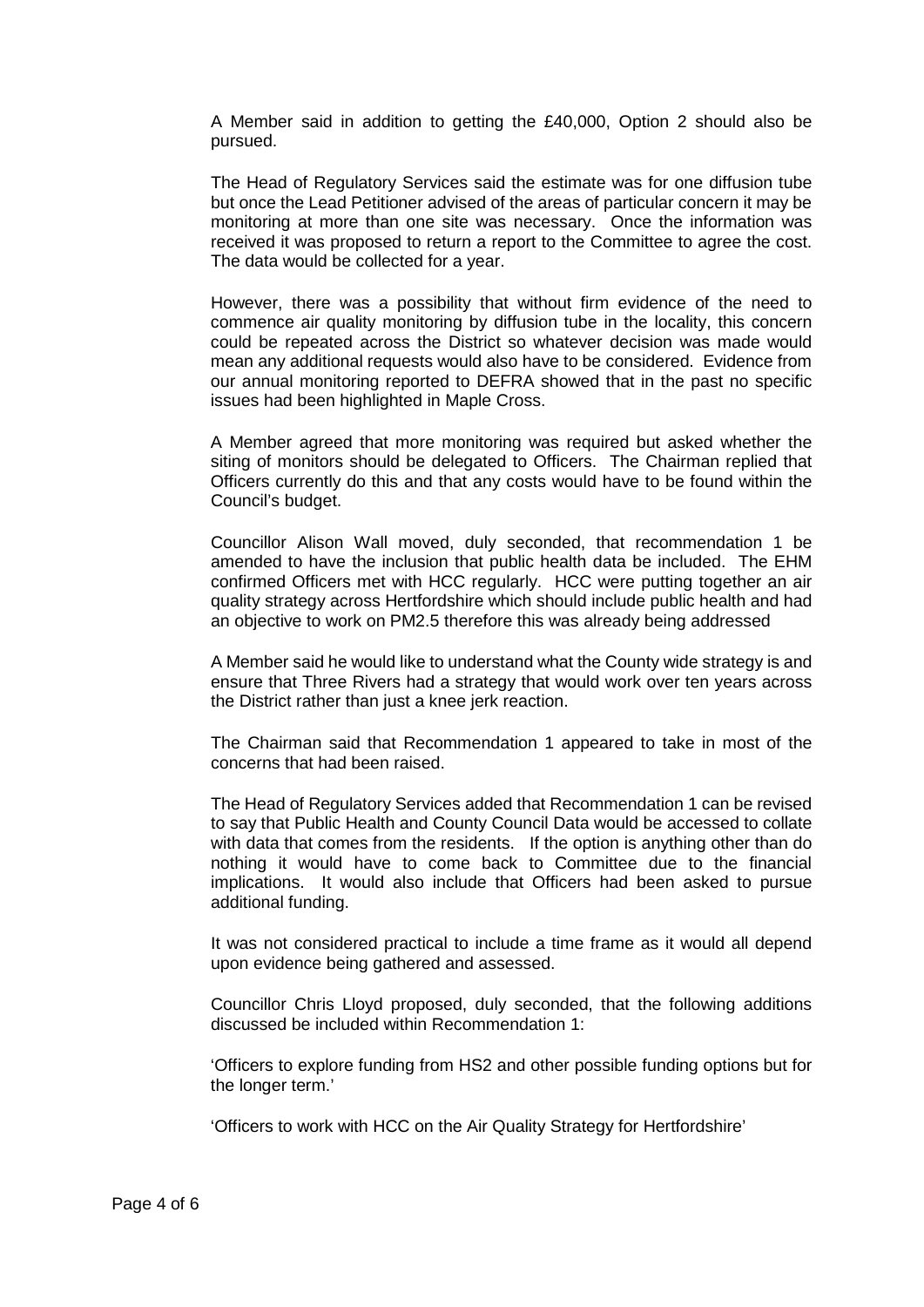A Member said in addition to getting the £40,000, Option 2 should also be pursued.

The Head of Regulatory Services said the estimate was for one diffusion tube but once the Lead Petitioner advised of the areas of particular concern it may be monitoring at more than one site was necessary. Once the information was received it was proposed to return a report to the Committee to agree the cost. The data would be collected for a year.

However, there was a possibility that without firm evidence of the need to commence air quality monitoring by diffusion tube in the locality, this concern could be repeated across the District so whatever decision was made would mean any additional requests would also have to be considered. Evidence from our annual monitoring reported to DEFRA showed that in the past no specific issues had been highlighted in Maple Cross.

A Member agreed that more monitoring was required but asked whether the siting of monitors should be delegated to Officers. The Chairman replied that Officers currently do this and that any costs would have to be found within the Council's budget.

Councillor Alison Wall moved, duly seconded, that recommendation 1 be amended to have the inclusion that public health data be included. The EHM confirmed Officers met with HCC regularly. HCC were putting together an air quality strategy across Hertfordshire which should include public health and had an objective to work on PM2.5 therefore this was already being addressed

A Member said he would like to understand what the County wide strategy is and ensure that Three Rivers had a strategy that would work over ten years across the District rather than just a knee jerk reaction.

The Chairman said that Recommendation 1 appeared to take in most of the concerns that had been raised.

The Head of Regulatory Services added that Recommendation 1 can be revised to say that Public Health and County Council Data would be accessed to collate with data that comes from the residents. If the option is anything other than do nothing it would have to come back to Committee due to the financial implications. It would also include that Officers had been asked to pursue additional funding.

It was not considered practical to include a time frame as it would all depend upon evidence being gathered and assessed.

Councillor Chris Lloyd proposed, duly seconded, that the following additions discussed be included within Recommendation 1:

'Officers to explore funding from HS2 and other possible funding options but for the longer term.'

'Officers to work with HCC on the Air Quality Strategy for Hertfordshire'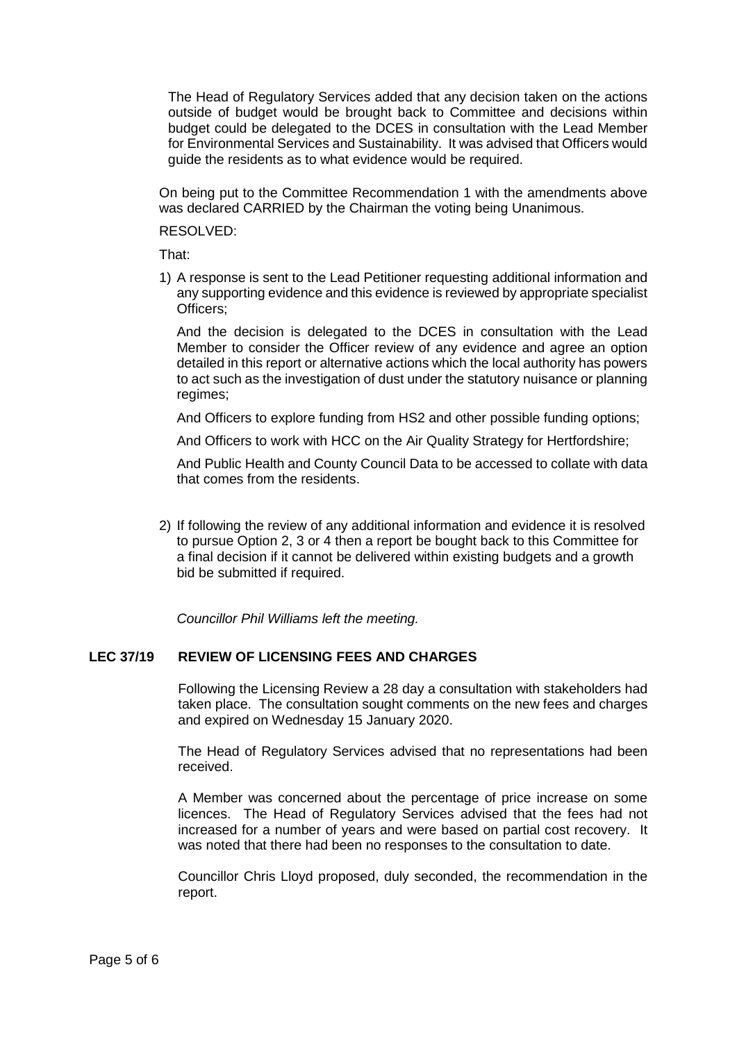The Head of Regulatory Services added that any decision taken on the actions outside of budget would be brought back to Committee and decisions within budget could be delegated to the DCES in consultation with the Lead Member for Environmental Services and Sustainability. It was advised that Officers would guide the residents as to what evidence would be required.

On being put to the Committee Recommendation 1 with the amendments above was declared CARRIED by the Chairman the voting being Unanimous.

RESOLVED:

That:

1) A response is sent to the Lead Petitioner requesting additional information and any supporting evidence and this evidence is reviewed by appropriate specialist Officers;

   And the decision is delegated to the DCES in consultation with the Lead Member to consider the Officer review of any evidence and agree an option detailed in this report or alternative actions which the local authority has powers to act such as the investigation of dust under the statutory nuisance or planning regimes;

   And Officers to explore funding from HS2 and other possible funding options;

   And Officers to work with HCC on the Air Quality Strategy for Hertfordshire;

   And Public Health and County Council Data to be accessed to collate with data that comes from the residents.

2) If following the review of any additional information and evidence it is resolved to pursue Option 2, 3 or 4 then a report be bought back to this Committee for a final decision if it cannot be delivered within existing budgets and a growth bid be submitted if required.

*Councillor Phil Williams left the meeting.*

## LEC 37/19 REVIEW OF LICENSING FEES AND CHARGES

Following the Licensing Review a 28 day a consultation with stakeholders had taken place. The consultation sought comments on the new fees and charges and expired on Wednesday 15 January 2020.

The Head of Regulatory Services advised that no representations had been received.

A Member was concerned about the percentage of price increase on some licences. The Head of Regulatory Services advised that the fees had not increased for a number of years and were based on partial cost recovery. It was noted that there had been no responses to the consultation to date.

Councillor Chris Lloyd proposed, duly seconded, the recommendation in the report.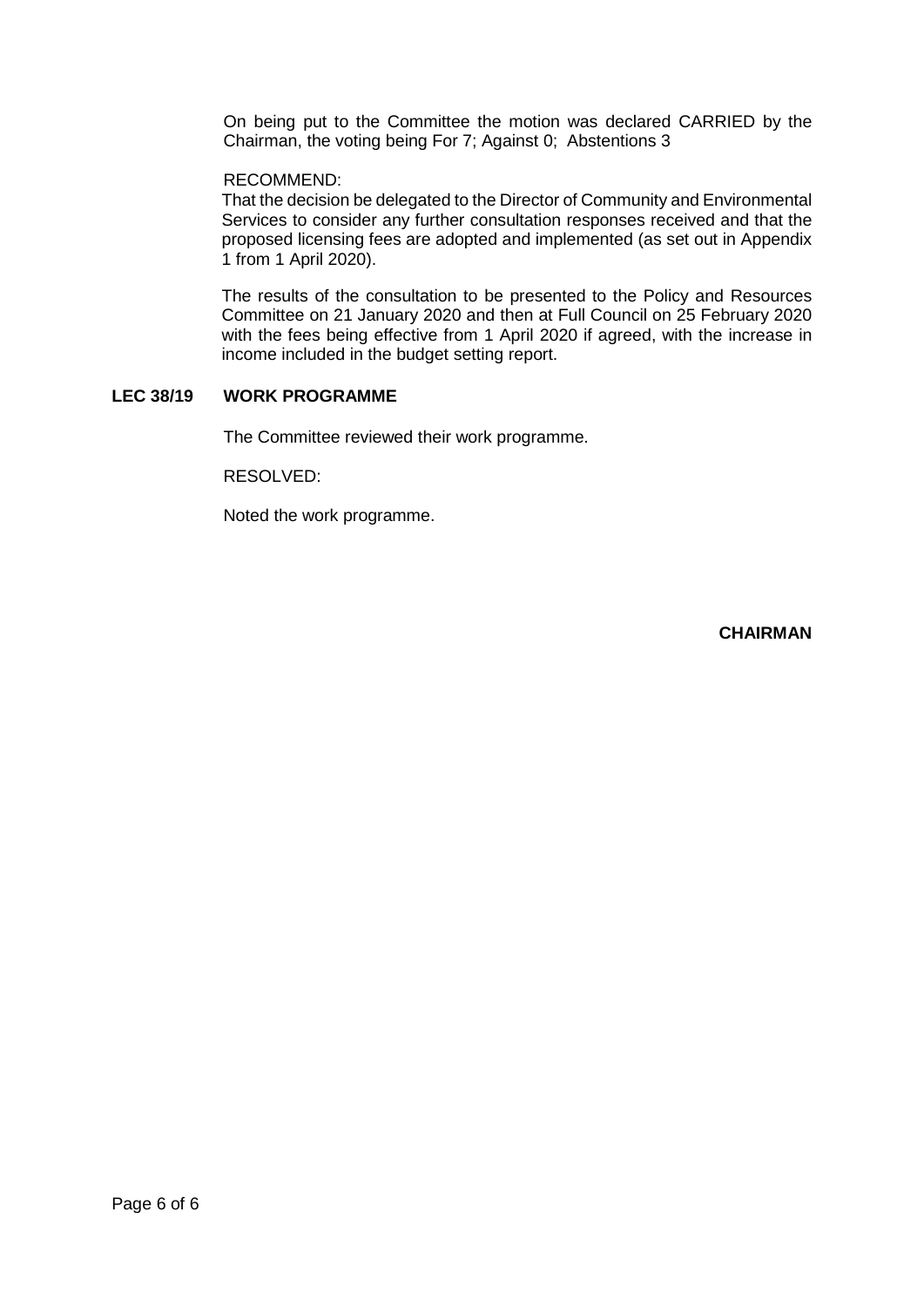On being put to the Committee the motion was declared CARRIED by the Chairman, the voting being For 7; Against 0; Abstentions 3

RECOMMEND:

That the decision be delegated to the Director of Community and Environmental Services to consider any further consultation responses received and that the proposed licensing fees are adopted and implemented (as set out in Appendix 1 from 1 April 2020).

The results of the consultation to be presented to the Policy and Resources Committee on 21 January 2020 and then at Full Council on 25 February 2020 with the fees being effective from 1 April 2020 if agreed, with the increase in income included in the budget setting report.

## LEC 38/19 WORK PROGRAMME

The Committee reviewed their work programme.

RESOLVED:

Noted the work programme.

**CHAIRMAN**